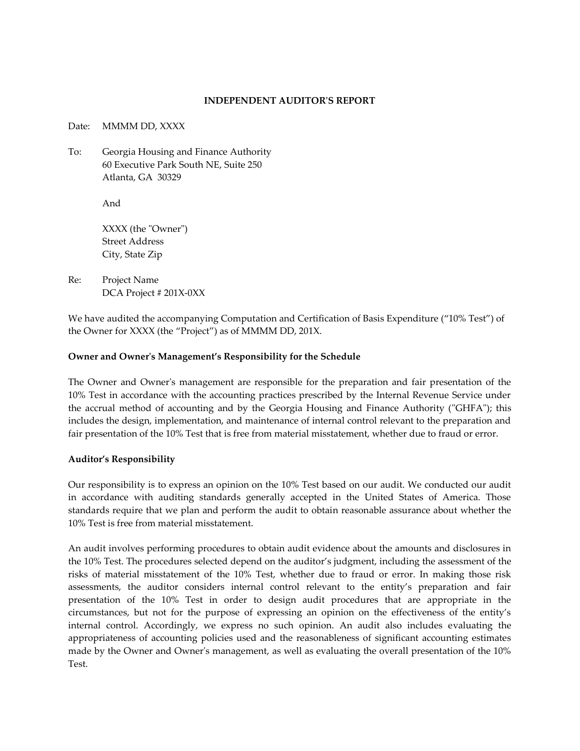**INDEPENDENT AUDITOR'S REPORT**

Date: MMMM DD, XXXX

To: Georgia Housing and Finance Authority
60 Executive Park South NE, Suite 250
Atlanta, GA 30329

And

XXXX (the "Owner")
Street Address
City, State Zip

Re: Project Name
DCA Project # 201X-0XX

We have audited the accompanying Computation and Certification of Basis Expenditure ("10% Test") of the Owner for XXXX (the "Project") as of MMMM DD, 201X.

**Owner and Owner's Management's Responsibility for the Schedule**

The Owner and Owner's management are responsible for the preparation and fair presentation of the 10% Test in accordance with the accounting practices prescribed by the Internal Revenue Service under the accrual method of accounting and by the Georgia Housing and Finance Authority ("GHFA"); this includes the design, implementation, and maintenance of internal control relevant to the preparation and fair presentation of the 10% Test that is free from material misstatement, whether due to fraud or error.

**Auditor's Responsibility**

Our responsibility is to express an opinion on the 10% Test based on our audit. We conducted our audit in accordance with auditing standards generally accepted in the United States of America. Those standards require that we plan and perform the audit to obtain reasonable assurance about whether the 10% Test is free from material misstatement.

An audit involves performing procedures to obtain audit evidence about the amounts and disclosures in the 10% Test. The procedures selected depend on the auditor's judgment, including the assessment of the risks of material misstatement of the 10% Test, whether due to fraud or error. In making those risk assessments, the auditor considers internal control relevant to the entity's preparation and fair presentation of the 10% Test in order to design audit procedures that are appropriate in the circumstances, but not for the purpose of expressing an opinion on the effectiveness of the entity's internal control. Accordingly, we express no such opinion. An audit also includes evaluating the appropriateness of accounting policies used and the reasonableness of significant accounting estimates made by the Owner and Owner's management, as well as evaluating the overall presentation of the 10% Test.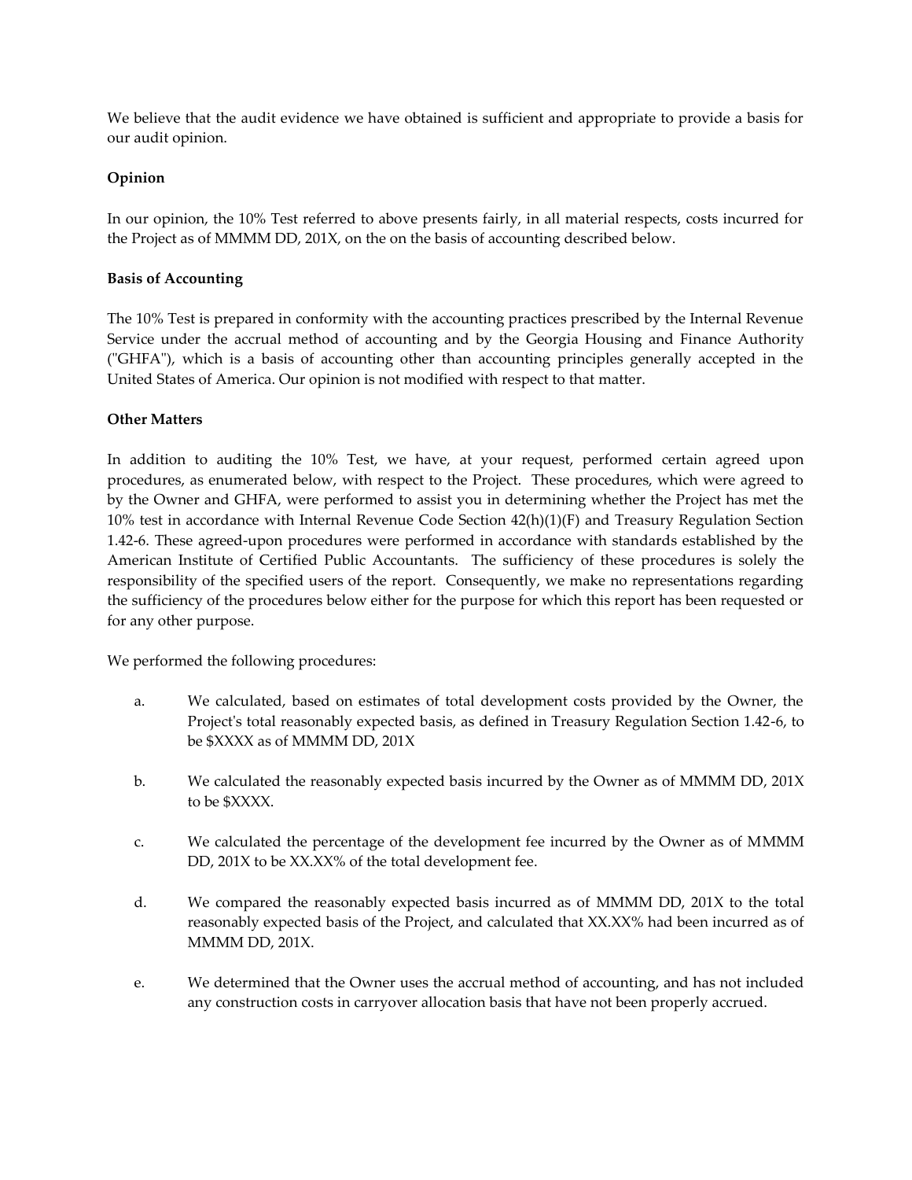We believe that the audit evidence we have obtained is sufficient and appropriate to provide a basis for our audit opinion.

**Opinion**

In our opinion, the 10% Test referred to above presents fairly, in all material respects, costs incurred for the Project as of MMMM DD, 201X, on the on the basis of accounting described below.

**Basis of Accounting**

The 10% Test is prepared in conformity with the accounting practices prescribed by the Internal Revenue Service under the accrual method of accounting and by the Georgia Housing and Finance Authority ("GHFA"), which is a basis of accounting other than accounting principles generally accepted in the United States of America. Our opinion is not modified with respect to that matter.

**Other Matters**

In addition to auditing the 10% Test, we have, at your request, performed certain agreed upon procedures, as enumerated below, with respect to the Project. These procedures, which were agreed to by the Owner and GHFA, were performed to assist you in determining whether the Project has met the 10% test in accordance with Internal Revenue Code Section 42(h)(1)(F) and Treasury Regulation Section 1.42-6. These agreed-upon procedures were performed in accordance with standards established by the American Institute of Certified Public Accountants. The sufficiency of these procedures is solely the responsibility of the specified users of the report. Consequently, we make no representations regarding the sufficiency of the procedures below either for the purpose for which this report has been requested or for any other purpose.

We performed the following procedures:

a. We calculated, based on estimates of total development costs provided by the Owner, the Project's total reasonably expected basis, as defined in Treasury Regulation Section 1.42-6, to be $XXXX as of MMMM DD, 201X

b. We calculated the reasonably expected basis incurred by the Owner as of MMMM DD, 201X to be $XXXX.

c. We calculated the percentage of the development fee incurred by the Owner as of MMMM DD, 201X to be XX.XX% of the total development fee.

d. We compared the reasonably expected basis incurred as of MMMM DD, 201X to the total reasonably expected basis of the Project, and calculated that XX.XX% had been incurred as of MMMM DD, 201X.

e. We determined that the Owner uses the accrual method of accounting, and has not included any construction costs in carryover allocation basis that have not been properly accrued.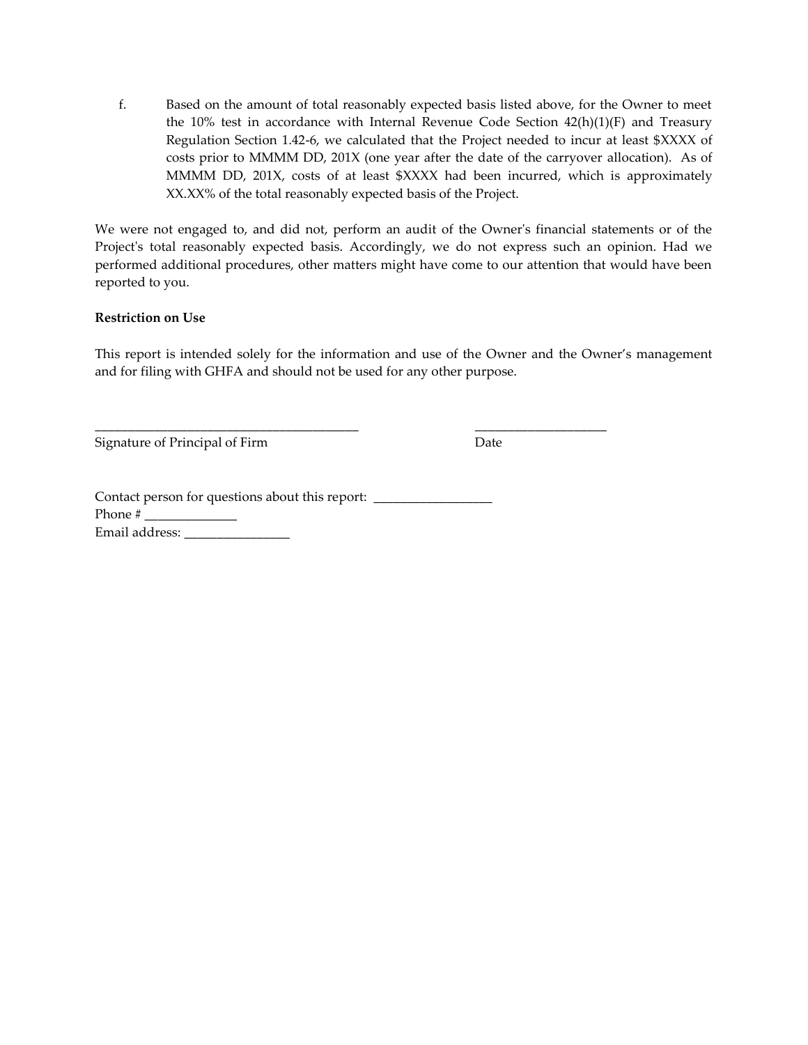f. Based on the amount of total reasonably expected basis listed above, for the Owner to meet the 10% test in accordance with Internal Revenue Code Section 42(h)(1)(F) and Treasury Regulation Section 1.42-6, we calculated that the Project needed to incur at least $XXXX of costs prior to MMMM DD, 201X (one year after the date of the carryover allocation). As of MMMM DD, 201X, costs of at least $XXXX had been incurred, which is approximately XX.XX% of the total reasonably expected basis of the Project.

We were not engaged to, and did not, perform an audit of the Owner's financial statements or of the Project's total reasonably expected basis. Accordingly, we do not express such an opinion. Had we performed additional procedures, other matters might have come to our attention that would have been reported to you.

**Restriction on Use**

This report is intended solely for the information and use of the Owner and the Owner's management and for filing with GHFA and should not be used for any other purpose.

________________________________________ ____________________

Signature of Principal of Firm Date

Contact person for questions about this report: __________________

Phone # ______________

Email address: ________________